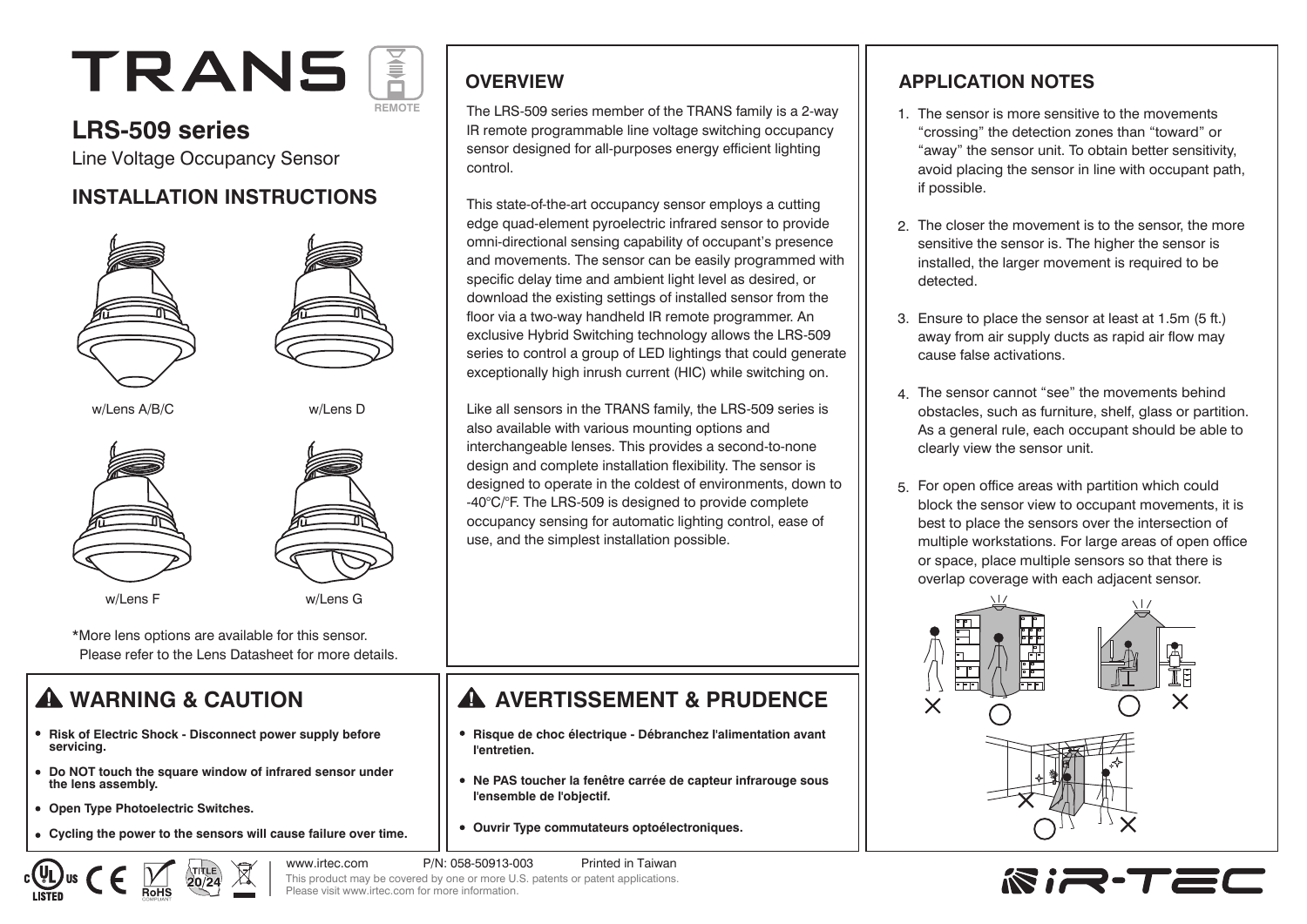# TRANS

REMOTE

## LRS-509 series

Line Voltage Occupancy Sensor

## INSTALLATION INSTRUCTIONS

w/Lens A/B/C

w/Lens D

w/Lens F

w/Lens G

*More lens options are available for this sensor. Please refer to the Lens Datasheet for more details.

## OVERVIEW

The LRS-509 series member of the TRANS family is a 2-way IR remote programmable line voltage switching occupancy sensor designed for all-purposes energy efficient lighting control.

This state-of-the-art occupancy sensor employs a cutting edge quad-element pyroelectric infrared sensor to provide omni-directional sensing capability of occupant's presence and movements. The sensor can be easily programmed with specific delay time and ambient light level as desired, or download the existing settings of installed sensor from the floor via a two-way handheld IR remote programmer. An exclusive Hybrid Switching technology allows the LRS-509 series to control a group of LED lightings that could generate exceptionally high inrush current (HIC) while switching on.

Like all sensors in the TRANS family, the LRS-509 series is also available with various mounting options and interchangeable lenses. This provides a second-to-none design and complete installation flexibility. The sensor is designed to operate in the coldest of environments, down to -40°C/°F. The LRS-509 is designed to provide complete occupancy sensing for automatic lighting control, ease of use, and the simplest installation possible.

## APPLICATION NOTES

1. The sensor is more sensitive to the movements "crossing" the detection zones than "toward" or "away" the sensor unit. To obtain better sensitivity, avoid placing the sensor in line with occupant path, if possible.
2. The closer the movement is to the sensor, the more sensitive the sensor is. The higher the sensor is installed, the larger movement is required to be detected.
3. Ensure to place the sensor at least at 1.5m (5 ft.) away from air supply ducts as rapid air flow may cause false activations.
4. The sensor cannot "see" the movements behind obstacles, such as furniture, shelf, glass or partition. As a general rule, each occupant should be able to clearly view the sensor unit.
5. For open office areas with partition which could block the sensor view to occupant movements, it is best to place the sensors over the intersection of multiple workstations. For large areas of open office or space, place multiple sensors so that there is overlap coverage with each adjacent sensor.

## ⚠ WARNING & CAUTION

- **Risk of Electric Shock - Disconnect power supply before servicing.**
- **Do NOT touch the square window of infrared sensor under the lens assembly.**
- **Open Type Photoelectric Switches.**
- **Cycling the power to the sensors will cause failure over time.**

## ⚠ AVERTISSEMENT & PRUDENCE

- **Risque de choc électrique - Débranchez l'alimentation avant l'entretien.**
- **Ne PAS toucher la fenêtre carrée de capteur infrarouge sous l'ensemble de l'objectif.**
- **Ouvrir Type commutateurs optoélectroniques.**

www.irtec.com P/N: 058-50913-003 Printed in Taiwan

This product may be covered by one or more U.S. patents or patent applications. Please visit www.irtec.com for more information.

iR-TEC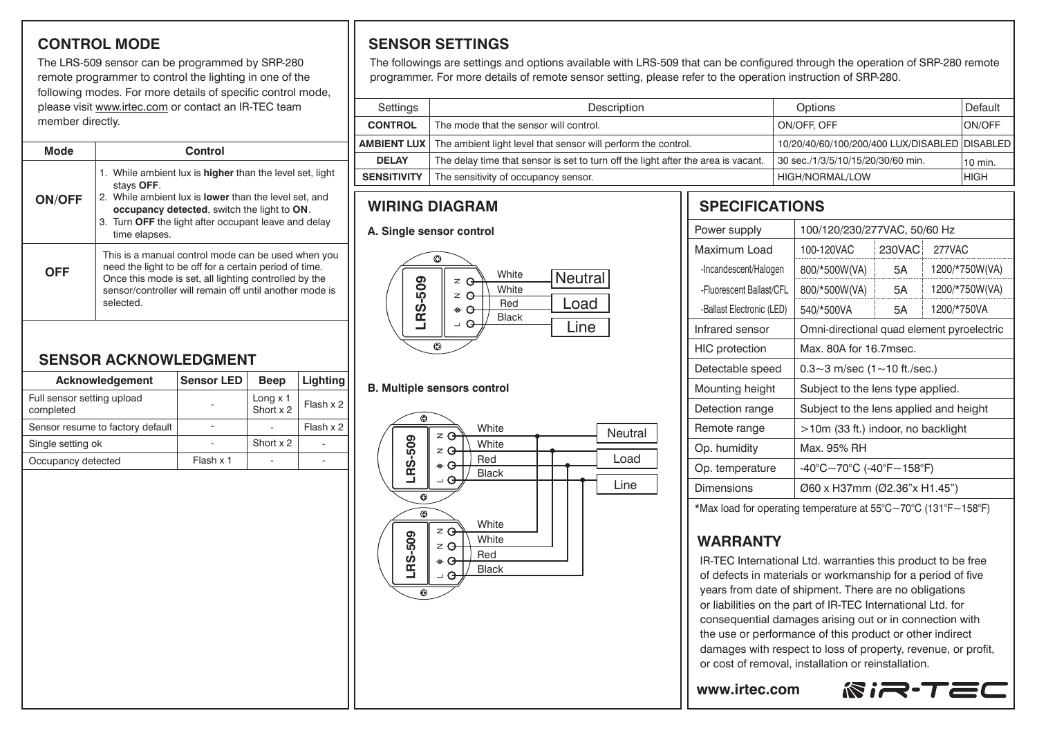## CONTROL MODE

The LRS-509 sensor can be programmed by SRP-280 remote programmer to control the lighting in one of the following modes. For more details of specific control mode, please visit www.irtec.com or contact an IR-TEC team member directly.

| Mode | Control |
| --- | --- |
| ON/OFF | 1. While ambient lux is **higher** than the level set, light stays **OFF**. 2. While ambient lux is **lower** than the level set, and **occupancy detected**, switch the light to **ON**. 3. Turn **OFF** the light after occupant leave and delay time elapses. |
| OFF | This is a manual control mode can be used when you need the light to be off for a certain period of time. Once this mode is set, all lighting controlled by the sensor/controller will remain off until another mode is selected. |

## SENSOR ACKNOWLEDGMENT

| Acknowledgement | Sensor LED | Beep | Lighting |
| --- | --- | --- | --- |
| Full sensor setting upload completed | - | Long x 1 Short x 2 | Flash x 2 |
| Sensor resume to factory default | - | - | Flash x 2 |
| Single setting ok | - | Short x 2 | - |
| Occupancy detected | Flash x 1 | - | - |

## SENSOR SETTINGS

The followings are settings and options available with LRS-509 that can be configured through the operation of SRP-280 remote programmer. For more details of remote sensor setting, please refer to the operation instruction of SRP-280.

| Settings | Description | Options | Default |
| --- | --- | --- | --- |
| **CONTROL** | The mode that the sensor will control. | ON/OFF, OFF | ON/OFF |
| **AMBIENT LUX** | The ambient light level that sensor will perform the control. | 10/20/40/60/100/200/400 LUX/DISABLED | DISABLED |
| **DELAY** | The delay time that sensor is set to turn off the light after the area is vacant. | 30 sec./1/3/5/10/15/20/30/60 min. | 10 min. |
| **SENSITIVITY** | The sensitivity of occupancy sensor. | HIGH/NORMAL/LOW | HIGH |

## WIRING DIAGRAM

**A. Single sensor control**

LRS-509
N White — Neutral
N White
Red — Load
L Black — Line

**B. Multiple sensors control**

LRS-509
White — Neutral
White
Red — Load
Black — Line

LRS-509
White
White
Red
Black

## SPECIFICATIONS

| | | | |
| --- | --- | --- | --- |
| Power supply | 100/120/230/277VAC, 50/60 Hz | | |
| Maximum Load | 100-120VAC | 230VAC | 277VAC |
| -Incandescent/Halogen | 800/*500W(VA) | 5A | 1200/*750W(VA) |
| -Fluorescent Ballast/CFL | 800/*500W(VA) | 5A | 1200/*750W(VA) |
| -Ballast Electronic (LED) | 540/*500VA | 5A | 1200/*750VA |
| Infrared sensor | Omni-directional quad element pyroelectric | | |
| HIC protection | Max. 80A for 16.7msec. | | |
| Detectable speed | 0.3~3 m/sec (1~10 ft./sec.) | | |
| Mounting height | Subject to the lens type applied. | | |
| Detection range | Subject to the lens applied and height | | |
| Remote range | >10m (33 ft.) indoor, no backlight | | |
| Op. humidity | Max. 95% RH | | |
| Op. temperature | -40°C~70°C (-40°F~158°F) | | |
| Dimensions | Ø60 x H37mm (Ø2.36"x H1.45") | | |

*Max load for operating temperature at 55°C~70°C (131°F~158°F)

## WARRANTY

IR-TEC International Ltd. warranties this product to be free of defects in materials or workmanship for a period of five years from date of shipment. There are no obligations or liabilities on the part of IR-TEC International Ltd. for consequential damages arising out or in connection with the use or performance of this product or other indirect damages with respect to loss of property, revenue, or profit, or cost of removal, installation or reinstallation.

**www.irtec.com**

iR-TEC